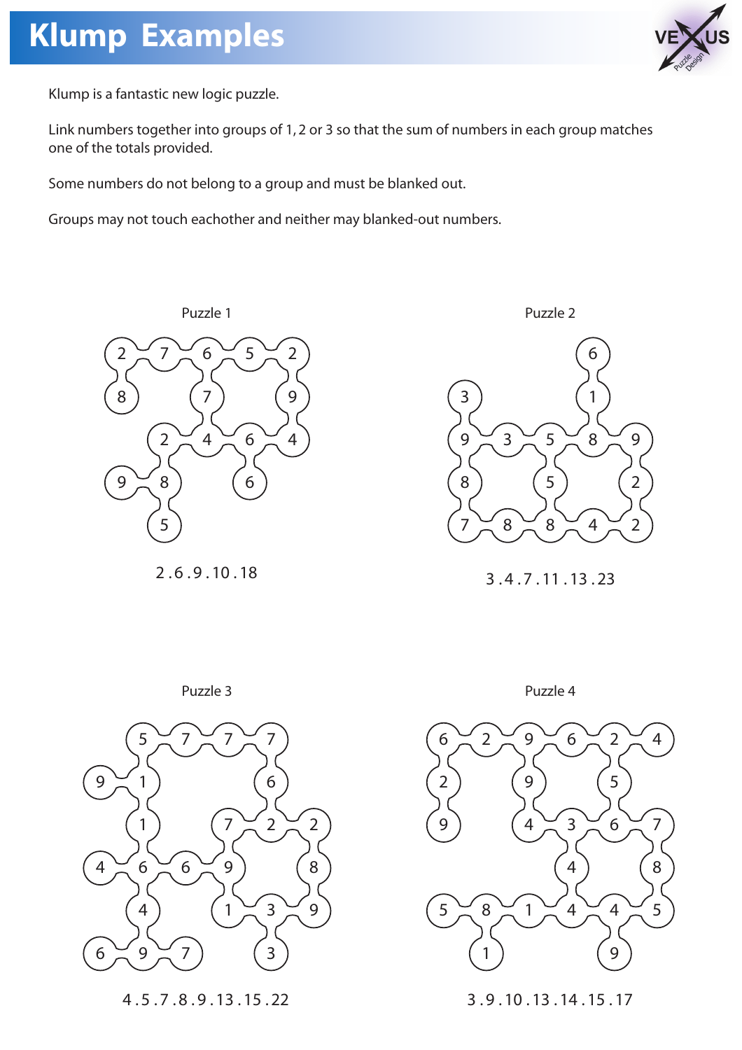# Klump Examples

Klump is a fantastic new logic puzzle.

Link numbers together into groups of 1, 2 or 3 so that the sum of numbers in each group matches one of the totals provided.

Some numbers do not belong to a group and must be blanked out.

Groups may not touch eachother and neither may blanked-out numbers.

Puzzle 1

2 . 6 . 9 . 10 . 18

Puzzle 2

3 . 4 . 7 . 11 . 13 . 23

Puzzle 3

4 . 5 . 7 . 8 . 9 . 13 . 15 . 22

Puzzle 4

3 . 9 . 10 . 13 . 14 . 15 . 17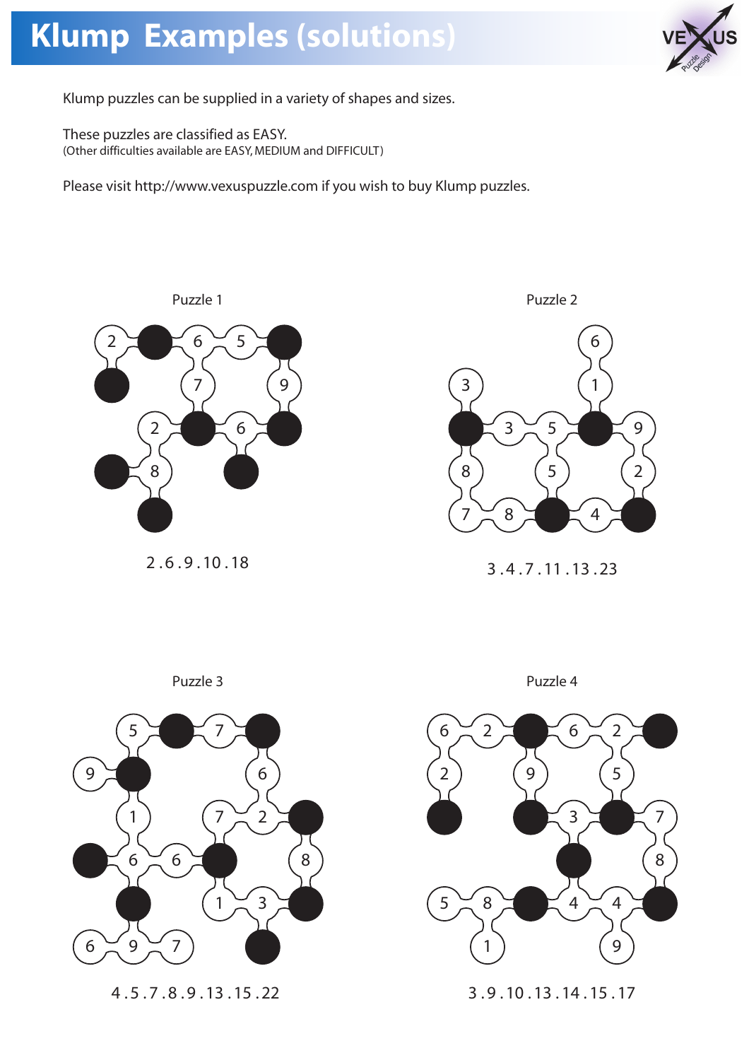# Klump Examples (solutions)

Klump puzzles can be supplied in a variety of shapes and sizes.

These puzzles are classified as EASY.
(Other difficulties available are EASY, MEDIUM and DIFFICULT)

Please visit http://www.vexuspuzzle.com if you wish to buy Klump puzzles.

Puzzle 1

2 . 6 . 9 . 10 . 18

Puzzle 2

3 . 4 . 7 . 11 . 13 . 23

Puzzle 3

4 . 5 . 7 . 8 . 9 . 13 . 15 . 22

Puzzle 4

3 . 9 . 10 . 13 . 14 . 15 . 17